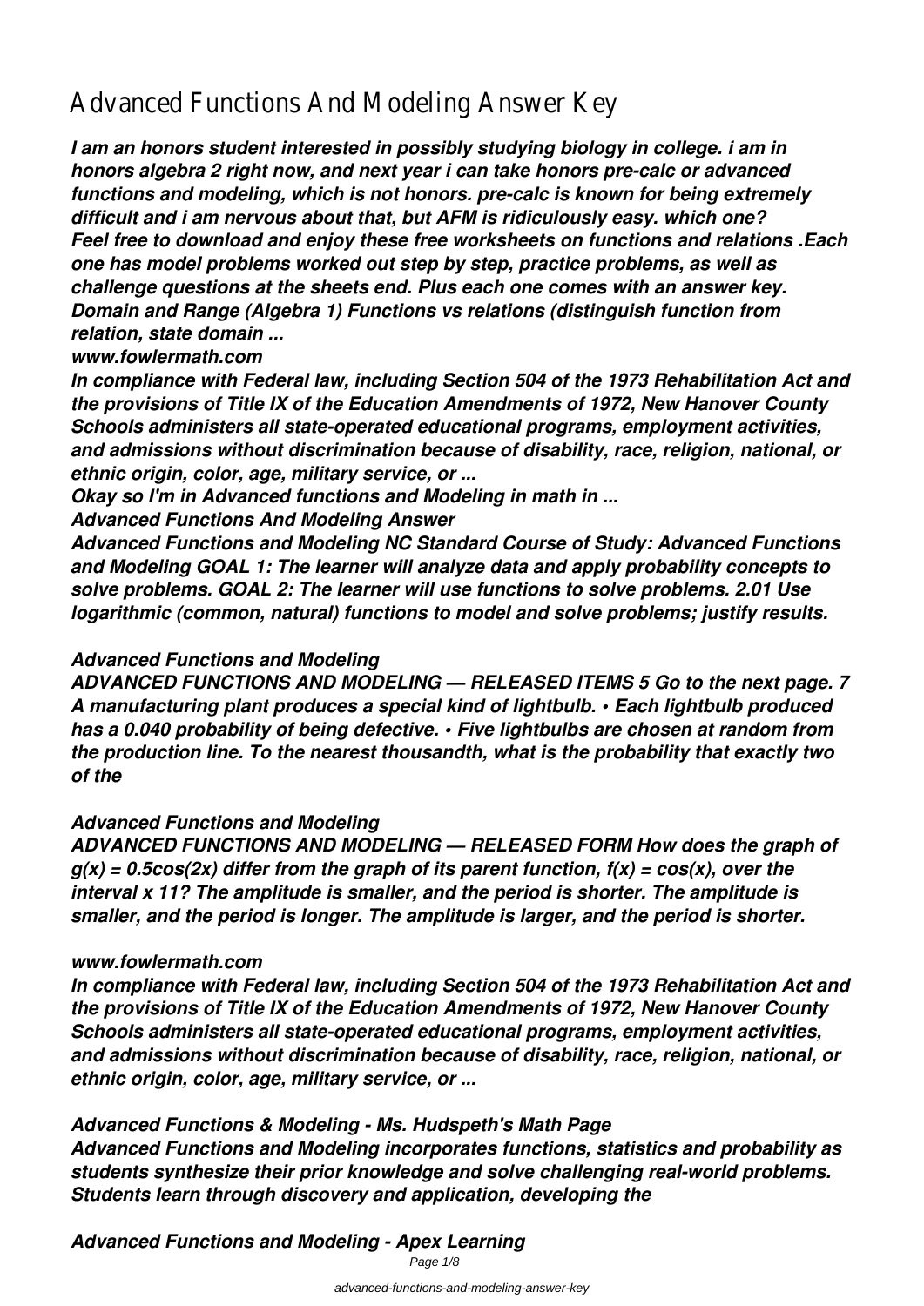# Advanced Functions And Modeling Answer Key

***I am an honors student interested in possibly studying biology in college. i am in honors algebra 2 right now, and next year i can take honors pre-calc or advanced functions and modeling, which is not honors. pre-calc is known for being extremely difficult and i am nervous about that, but AFM is ridiculously easy. which one?***

***Feel free to download and enjoy these free worksheets on functions and relations .Each one has model problems worked out step by step, practice problems, as well as challenge questions at the sheets end. Plus each one comes with an answer key. Domain and Range (Algebra 1) Functions vs relations (distinguish function from relation, state domain ...***

***www.fowlermath.com***

***In compliance with Federal law, including Section 504 of the 1973 Rehabilitation Act and the provisions of Title IX of the Education Amendments of 1972, New Hanover County Schools administers all state-operated educational programs, employment activities, and admissions without discrimination because of disability, race, religion, national, or ethnic origin, color, age, military service, or ...***

***Okay so I'm in Advanced functions and Modeling in math in ...***

***Advanced Functions And Modeling Answer***

***Advanced Functions and Modeling NC Standard Course of Study: Advanced Functions and Modeling GOAL 1: The learner will analyze data and apply probability concepts to solve problems. GOAL 2: The learner will use functions to solve problems. 2.01 Use logarithmic (common, natural) functions to model and solve problems; justify results.***

### *Advanced Functions and Modeling*

***ADVANCED FUNCTIONS AND MODELING — RELEASED ITEMS 5 Go to the next page. 7 A manufacturing plant produces a special kind of lightbulb. • Each lightbulb produced has a 0.040 probability of being defective. • Five lightbulbs are chosen at random from the production line. To the nearest thousandth, what is the probability that exactly two of the***

### *Advanced Functions and Modeling*

***ADVANCED FUNCTIONS AND MODELING — RELEASED FORM How does the graph of $g(x) = 0.5\cos(2x)$ differ from the graph of its parent function, $f(x) = \cos(x)$, over the interval x 11? The amplitude is smaller, and the period is shorter. The amplitude is smaller, and the period is longer. The amplitude is larger, and the period is shorter.***

### *www.fowlermath.com*

***In compliance with Federal law, including Section 504 of the 1973 Rehabilitation Act and the provisions of Title IX of the Education Amendments of 1972, New Hanover County Schools administers all state-operated educational programs, employment activities, and admissions without discrimination because of disability, race, religion, national, or ethnic origin, color, age, military service, or ...***

### *Advanced Functions & Modeling - Ms. Hudspeth's Math Page*

***Advanced Functions and Modeling incorporates functions, statistics and probability as students synthesize their prior knowledge and solve challenging real-world problems. Students learn through discovery and application, developing the***

### *Advanced Functions and Modeling - Apex Learning*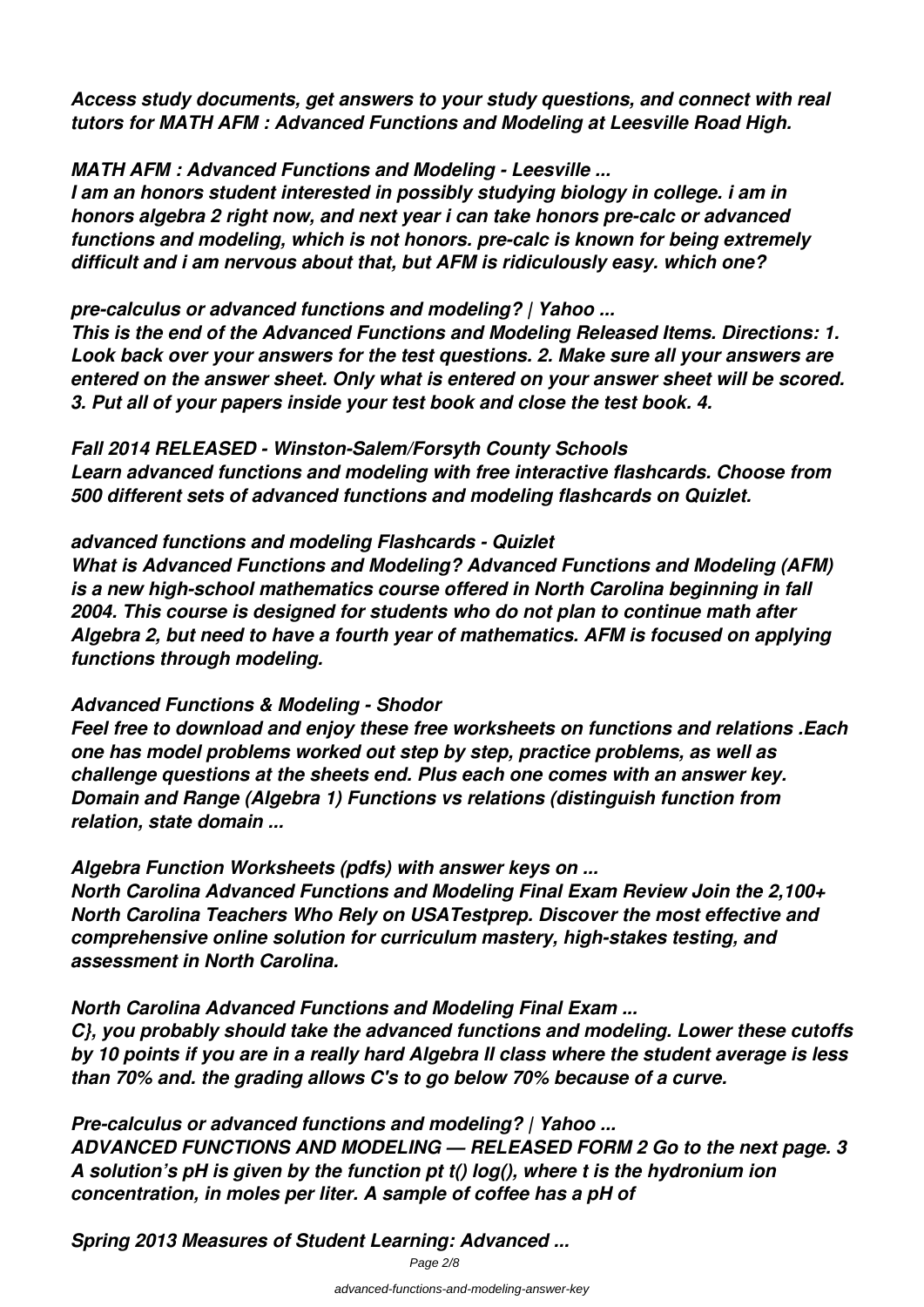*Access study documents, get answers to your study questions, and connect with real tutors for MATH AFM : Advanced Functions and Modeling at Leesville Road High.*

***MATH AFM : Advanced Functions and Modeling - Leesville ...***

*I am an honors student interested in possibly studying biology in college. i am in honors algebra 2 right now, and next year i can take honors pre-calc or advanced functions and modeling, which is not honors. pre-calc is known for being extremely difficult and i am nervous about that, but AFM is ridiculously easy. which one?*

***pre-calculus or advanced functions and modeling? | Yahoo ...***

*This is the end of the Advanced Functions and Modeling Released Items. Directions: 1. Look back over your answers for the test questions. 2. Make sure all your answers are entered on the answer sheet. Only what is entered on your answer sheet will be scored. 3. Put all of your papers inside your test book and close the test book. 4.*

***Fall 2014 RELEASED - Winston-Salem/Forsyth County Schools***

*Learn advanced functions and modeling with free interactive flashcards. Choose from 500 different sets of advanced functions and modeling flashcards on Quizlet.*

***advanced functions and modeling Flashcards - Quizlet***

*What is Advanced Functions and Modeling? Advanced Functions and Modeling (AFM) is a new high-school mathematics course offered in North Carolina beginning in fall 2004. This course is designed for students who do not plan to continue math after Algebra 2, but need to have a fourth year of mathematics. AFM is focused on applying functions through modeling.*

***Advanced Functions & Modeling - Shodor***

*Feel free to download and enjoy these free worksheets on functions and relations .Each one has model problems worked out step by step, practice problems, as well as challenge questions at the sheets end. Plus each one comes with an answer key. Domain and Range (Algebra 1) Functions vs relations (distinguish function from relation, state domain ...*

***Algebra Function Worksheets (pdfs) with answer keys on ...***

*North Carolina Advanced Functions and Modeling Final Exam Review Join the 2,100+ North Carolina Teachers Who Rely on USATestprep. Discover the most effective and comprehensive online solution for curriculum mastery, high-stakes testing, and assessment in North Carolina.*

***North Carolina Advanced Functions and Modeling Final Exam ...***

*C}, you probably should take the advanced functions and modeling. Lower these cutoffs by 10 points if you are in a really hard Algebra II class where the student average is less than 70% and. the grading allows C's to go below 70% because of a curve.*

***Pre-calculus or advanced functions and modeling? | Yahoo ...***

*ADVANCED FUNCTIONS AND MODELING — RELEASED FORM 2 Go to the next page. 3 A solution's pH is given by the function pt t() log(), where t is the hydronium ion concentration, in moles per liter. A sample of coffee has a pH of*

***Spring 2013 Measures of Student Learning: Advanced ...***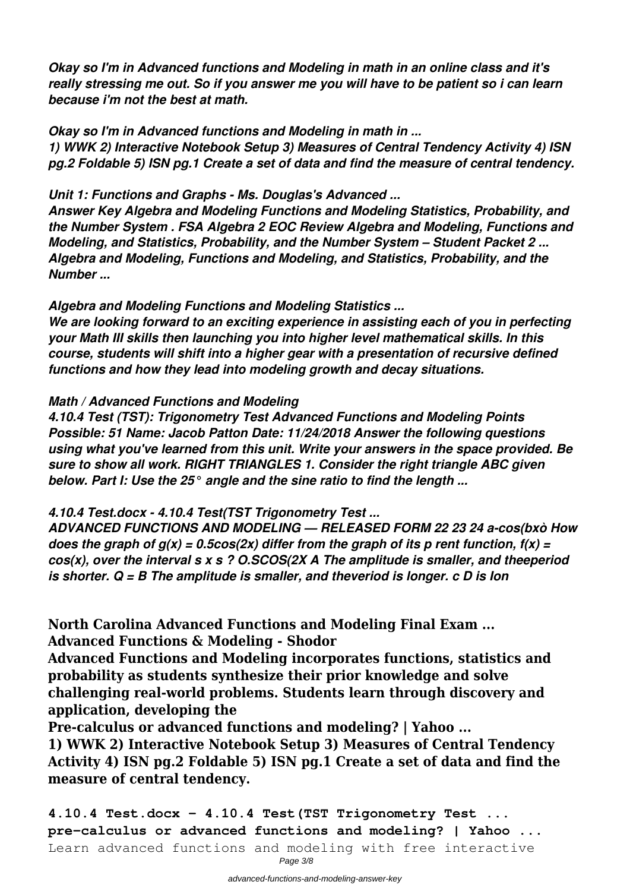*Okay so I'm in Advanced functions and Modeling in math in an online class and it's really stressing me out. So if you answer me you will have to be patient so i can learn because i'm not the best at math.*

*Okay so I'm in Advanced functions and Modeling in math in ...*
*1) WWK 2) Interactive Notebook Setup 3) Measures of Central Tendency Activity 4) ISN pg.2 Foldable 5) ISN pg.1 Create a set of data and find the measure of central tendency.*

*Unit 1: Functions and Graphs - Ms. Douglas's Advanced ...*
*Answer Key Algebra and Modeling Functions and Modeling Statistics, Probability, and the Number System . FSA Algebra 2 EOC Review Algebra and Modeling, Functions and Modeling, and Statistics, Probability, and the Number System – Student Packet 2 ... Algebra and Modeling, Functions and Modeling, and Statistics, Probability, and the Number ...*

*Algebra and Modeling Functions and Modeling Statistics ...*
*We are looking forward to an exciting experience in assisting each of you in perfecting your Math III skills then launching you into higher level mathematical skills. In this course, students will shift into a higher gear with a presentation of recursive defined functions and how they lead into modeling growth and decay situations.*

*Math / Advanced Functions and Modeling*
*4.10.4 Test (TST): Trigonometry Test Advanced Functions and Modeling Points Possible: 51 Name: Jacob Patton Date: 11/24/2018 Answer the following questions using what you've learned from this unit. Write your answers in the space provided. Be sure to show all work. RIGHT TRIANGLES 1. Consider the right triangle ABC given below. Part I: Use the 25° angle and the sine ratio to find the length ...*

*4.10.4 Test.docx - 4.10.4 Test(TST Trigonometry Test ...*
*ADVANCED FUNCTIONS AND MODELING — RELEASED FORM 22 23 24 a-cos(bxò How does the graph of g(x) = 0.5cos(2x) differ from the graph of its p rent function, f(x) = cos(x), over the interval s x s ? O.SCOS(2X A The amplitude is smaller, and theeperiod is shorter. Q = B The amplitude is smaller, and theveriod is longer. c D is lon*

**North Carolina Advanced Functions and Modeling Final Exam ...**
**Advanced Functions & Modeling - Shodor**
**Advanced Functions and Modeling incorporates functions, statistics and probability as students synthesize their prior knowledge and solve challenging real-world problems. Students learn through discovery and application, developing the**
**Pre-calculus or advanced functions and modeling? | Yahoo ...**
**1) WWK 2) Interactive Notebook Setup 3) Measures of Central Tendency Activity 4) ISN pg.2 Foldable 5) ISN pg.1 Create a set of data and find the measure of central tendency.**

**4.10.4 Test.docx - 4.10.4 Test(TST Trigonometry Test ...**
**pre-calculus or advanced functions and modeling? | Yahoo ...**
Learn advanced functions and modeling with free interactive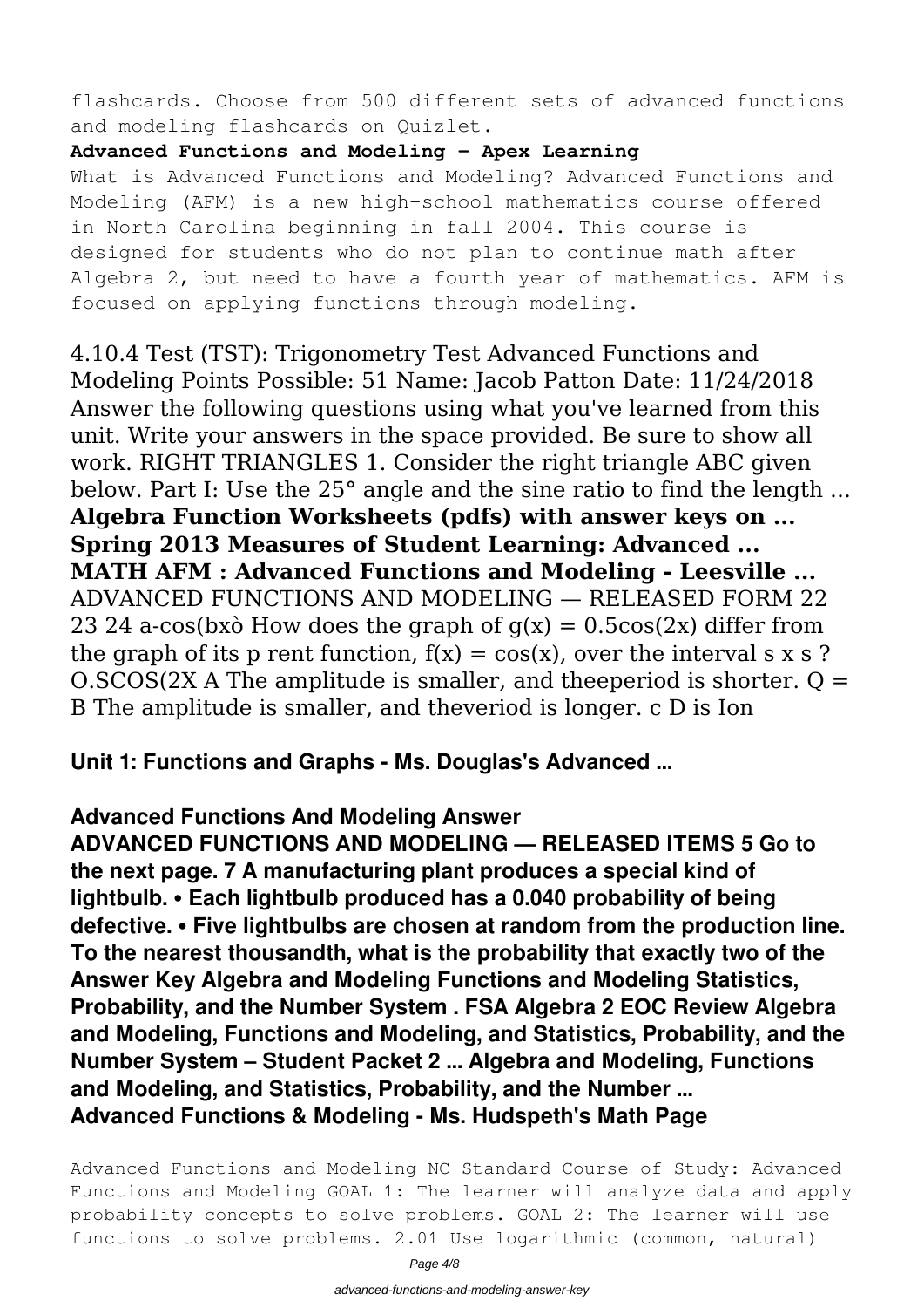flashcards. Choose from 500 different sets of advanced functions and modeling flashcards on Quizlet.

**Advanced Functions and Modeling - Apex Learning**

What is Advanced Functions and Modeling? Advanced Functions and Modeling (AFM) is a new high-school mathematics course offered in North Carolina beginning in fall 2004. This course is designed for students who do not plan to continue math after Algebra 2, but need to have a fourth year of mathematics. AFM is focused on applying functions through modeling.

4.10.4 Test (TST): Trigonometry Test Advanced Functions and Modeling Points Possible: 51 Name: Jacob Patton Date: 11/24/2018 Answer the following questions using what you've learned from this unit. Write your answers in the space provided. Be sure to show all work. RIGHT TRIANGLES 1. Consider the right triangle ABC given below. Part I: Use the 25° angle and the sine ratio to find the length ...

**Algebra Function Worksheets (pdfs) with answer keys on ...**

**Spring 2013 Measures of Student Learning: Advanced ...**

**MATH AFM : Advanced Functions and Modeling - Leesville ...**

ADVANCED FUNCTIONS AND MODELING — RELEASED FORM 22 23 24 a-cos(bxò How does the graph of $g(x) = 0.5\cos(2x)$ differ from the graph of its p rent function, $f(x) = \cos(x)$, over the interval s x s ? O.SCOS(2X A The amplitude is smaller, and theeperiod is shorter. Q = B The amplitude is smaller, and theveriod is longer. c D is Ion

**Unit 1: Functions and Graphs - Ms. Douglas's Advanced ...**

**Advanced Functions And Modeling Answer**

**ADVANCED FUNCTIONS AND MODELING — RELEASED ITEMS 5 Go to the next page. 7 A manufacturing plant produces a special kind of lightbulb. • Each lightbulb produced has a 0.040 probability of being defective. • Five lightbulbs are chosen at random from the production line. To the nearest thousandth, what is the probability that exactly two of the Answer Key Algebra and Modeling Functions and Modeling Statistics, Probability, and the Number System . FSA Algebra 2 EOC Review Algebra and Modeling, Functions and Modeling, and Statistics, Probability, and the Number System – Student Packet 2 ... Algebra and Modeling, Functions and Modeling, and Statistics, Probability, and the Number ...**

**Advanced Functions & Modeling - Ms. Hudspeth's Math Page**

Advanced Functions and Modeling NC Standard Course of Study: Advanced Functions and Modeling GOAL 1: The learner will analyze data and apply probability concepts to solve problems. GOAL 2: The learner will use functions to solve problems. 2.01 Use logarithmic (common, natural)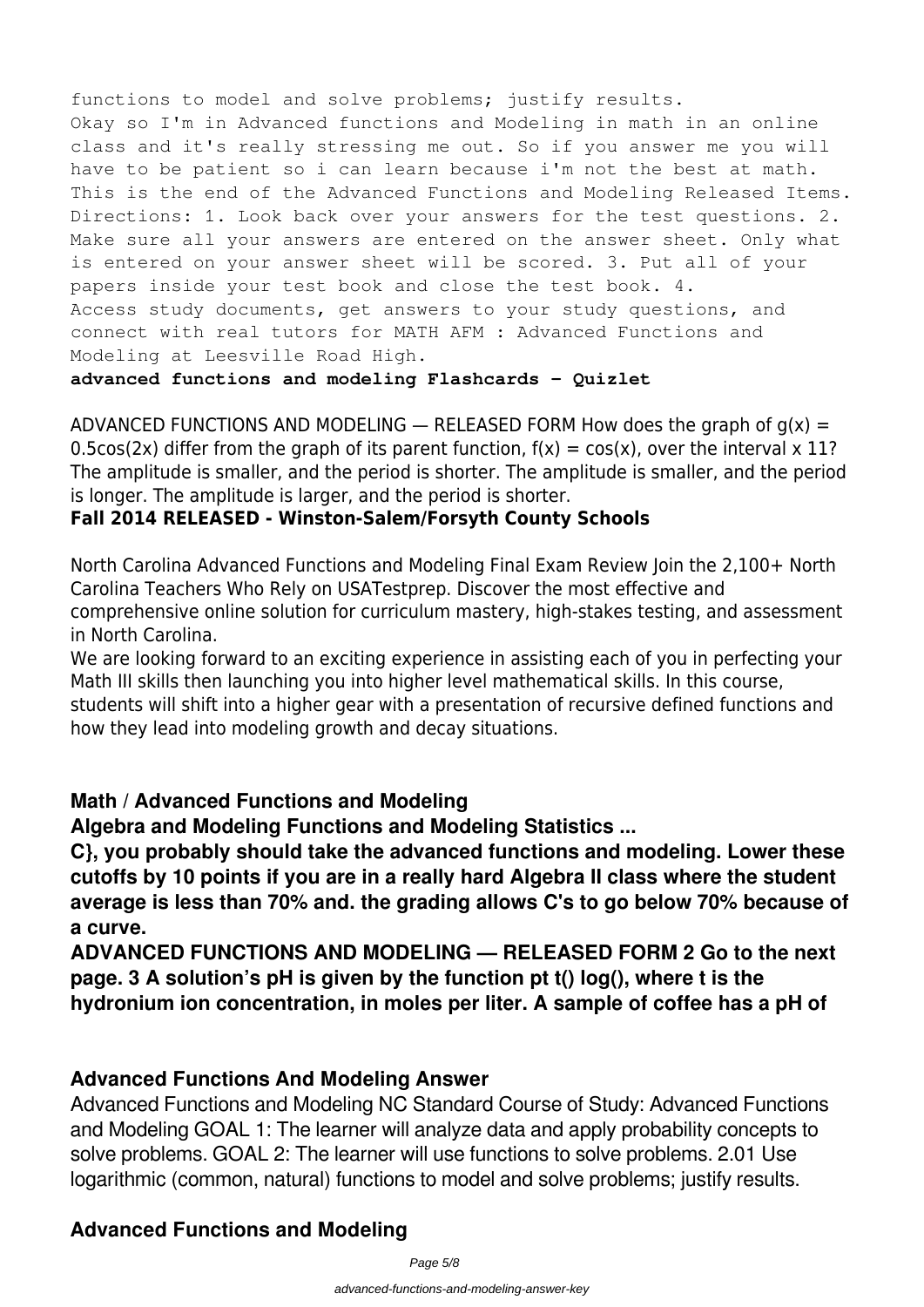functions to model and solve problems; justify results.
Okay so I'm in Advanced functions and Modeling in math in an online class and it's really stressing me out. So if you answer me you will have to be patient so i can learn because i'm not the best at math. This is the end of the Advanced Functions and Modeling Released Items. Directions: 1. Look back over your answers for the test questions. 2. Make sure all your answers are entered on the answer sheet. Only what is entered on your answer sheet will be scored. 3. Put all of your papers inside your test book and close the test book. 4.
Access study documents, get answers to your study questions, and connect with real tutors for MATH AFM : Advanced Functions and Modeling at Leesville Road High.

**advanced functions and modeling Flashcards - Quizlet**

ADVANCED FUNCTIONS AND MODELING — RELEASED FORM How does the graph of $g(x) = 0.5\cos(2x)$ differ from the graph of its parent function, $f(x) = \cos(x)$, over the interval x 11? The amplitude is smaller, and the period is shorter. The amplitude is smaller, and the period is longer. The amplitude is larger, and the period is shorter.

**Fall 2014 RELEASED - Winston-Salem/Forsyth County Schools**

North Carolina Advanced Functions and Modeling Final Exam Review Join the 2,100+ North Carolina Teachers Who Rely on USATestprep. Discover the most effective and comprehensive online solution for curriculum mastery, high-stakes testing, and assessment in North Carolina.
We are looking forward to an exciting experience in assisting each of you in perfecting your Math III skills then launching you into higher level mathematical skills. In this course, students will shift into a higher gear with a presentation of recursive defined functions and how they lead into modeling growth and decay situations.

**Math / Advanced Functions and Modeling**

**Algebra and Modeling Functions and Modeling Statistics ...**

**C}, you probably should take the advanced functions and modeling. Lower these cutoffs by 10 points if you are in a really hard Algebra II class where the student average is less than 70% and. the grading allows C's to go below 70% because of a curve.**

**ADVANCED FUNCTIONS AND MODELING — RELEASED FORM 2 Go to the next page. 3 A solution's pH is given by the function pt t() log(), where t is the hydronium ion concentration, in moles per liter. A sample of coffee has a pH of**

**Advanced Functions And Modeling Answer**

Advanced Functions and Modeling NC Standard Course of Study: Advanced Functions and Modeling GOAL 1: The learner will analyze data and apply probability concepts to solve problems. GOAL 2: The learner will use functions to solve problems. 2.01 Use logarithmic (common, natural) functions to model and solve problems; justify results.

**Advanced Functions and Modeling**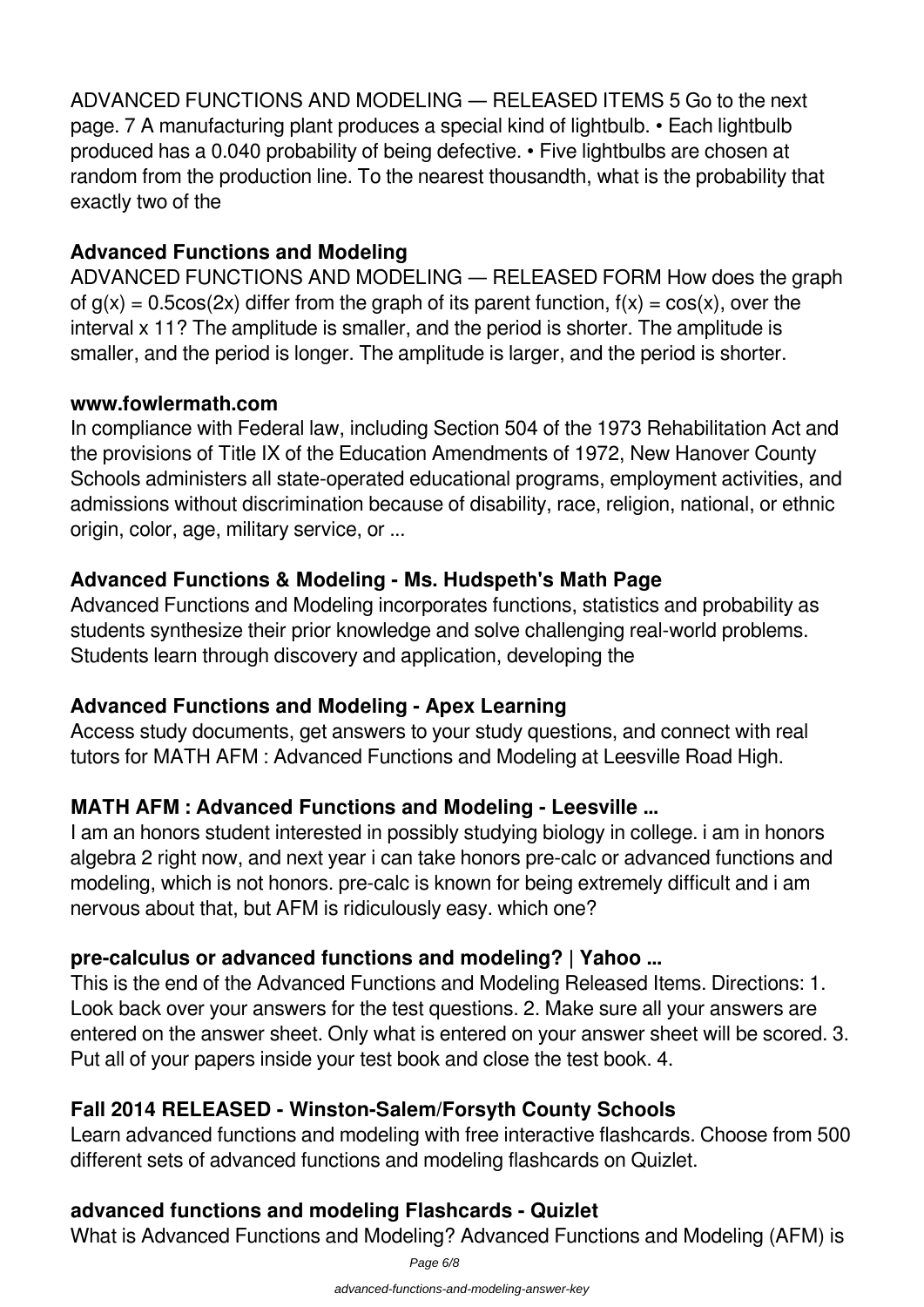ADVANCED FUNCTIONS AND MODELING — RELEASED ITEMS 5 Go to the next page. 7 A manufacturing plant produces a special kind of lightbulb. • Each lightbulb produced has a 0.040 probability of being defective. • Five lightbulbs are chosen at random from the production line. To the nearest thousandth, what is the probability that exactly two of the

**Advanced Functions and Modeling**

ADVANCED FUNCTIONS AND MODELING — RELEASED FORM How does the graph of $g(x) = 0.5\cos(2x)$ differ from the graph of its parent function, $f(x) = \cos(x)$, over the interval x 11? The amplitude is smaller, and the period is shorter. The amplitude is smaller, and the period is longer. The amplitude is larger, and the period is shorter.

**www.fowlermath.com**

In compliance with Federal law, including Section 504 of the 1973 Rehabilitation Act and the provisions of Title IX of the Education Amendments of 1972, New Hanover County Schools administers all state-operated educational programs, employment activities, and admissions without discrimination because of disability, race, religion, national, or ethnic origin, color, age, military service, or ...

**Advanced Functions & Modeling - Ms. Hudspeth's Math Page**

Advanced Functions and Modeling incorporates functions, statistics and probability as students synthesize their prior knowledge and solve challenging real-world problems. Students learn through discovery and application, developing the

**Advanced Functions and Modeling - Apex Learning**

Access study documents, get answers to your study questions, and connect with real tutors for MATH AFM : Advanced Functions and Modeling at Leesville Road High.

**MATH AFM : Advanced Functions and Modeling - Leesville ...**

I am an honors student interested in possibly studying biology in college. i am in honors algebra 2 right now, and next year i can take honors pre-calc or advanced functions and modeling, which is not honors. pre-calc is known for being extremely difficult and i am nervous about that, but AFM is ridiculously easy. which one?

**pre-calculus or advanced functions and modeling? | Yahoo ...**

This is the end of the Advanced Functions and Modeling Released Items. Directions: 1. Look back over your answers for the test questions. 2. Make sure all your answers are entered on the answer sheet. Only what is entered on your answer sheet will be scored. 3. Put all of your papers inside your test book and close the test book. 4.

**Fall 2014 RELEASED - Winston-Salem/Forsyth County Schools**

Learn advanced functions and modeling with free interactive flashcards. Choose from 500 different sets of advanced functions and modeling flashcards on Quizlet.

**advanced functions and modeling Flashcards - Quizlet**

What is Advanced Functions and Modeling? Advanced Functions and Modeling (AFM) is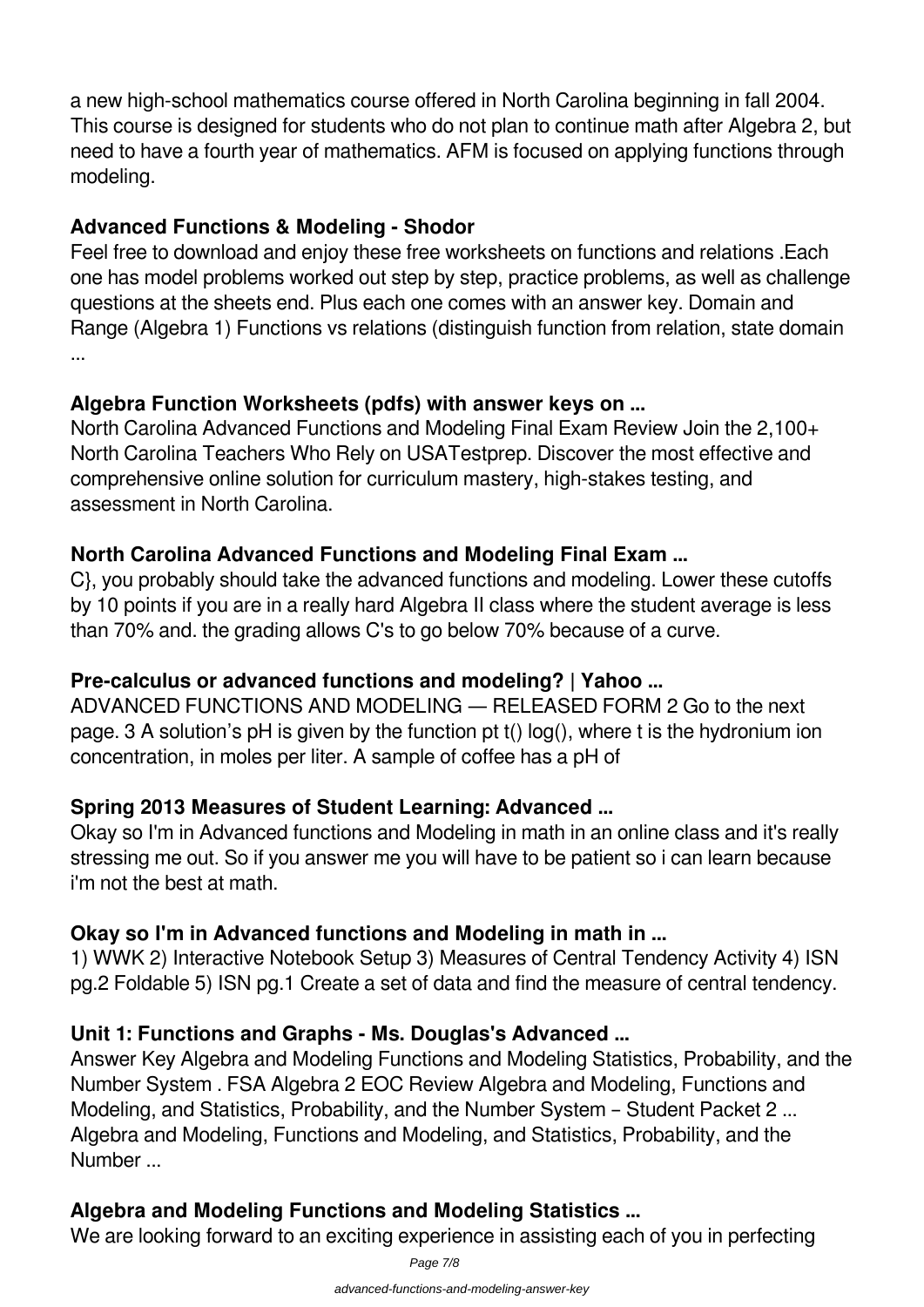a new high-school mathematics course offered in North Carolina beginning in fall 2004. This course is designed for students who do not plan to continue math after Algebra 2, but need to have a fourth year of mathematics. AFM is focused on applying functions through modeling.

**Advanced Functions & Modeling - Shodor**

Feel free to download and enjoy these free worksheets on functions and relations .Each one has model problems worked out step by step, practice problems, as well as challenge questions at the sheets end. Plus each one comes with an answer key. Domain and Range (Algebra 1) Functions vs relations (distinguish function from relation, state domain ...

**Algebra Function Worksheets (pdfs) with answer keys on ...**

North Carolina Advanced Functions and Modeling Final Exam Review Join the 2,100+ North Carolina Teachers Who Rely on USATestprep. Discover the most effective and comprehensive online solution for curriculum mastery, high-stakes testing, and assessment in North Carolina.

**North Carolina Advanced Functions and Modeling Final Exam ...**

C}, you probably should take the advanced functions and modeling. Lower these cutoffs by 10 points if you are in a really hard Algebra II class where the student average is less than 70% and. the grading allows C's to go below 70% because of a curve.

**Pre-calculus or advanced functions and modeling? | Yahoo ...**

ADVANCED FUNCTIONS AND MODELING — RELEASED FORM 2 Go to the next page. 3 A solution's pH is given by the function pt t() log(), where t is the hydronium ion concentration, in moles per liter. A sample of coffee has a pH of

**Spring 2013 Measures of Student Learning: Advanced ...**

Okay so I'm in Advanced functions and Modeling in math in an online class and it's really stressing me out. So if you answer me you will have to be patient so i can learn because i'm not the best at math.

**Okay so I'm in Advanced functions and Modeling in math in ...**

1) WWK 2) Interactive Notebook Setup 3) Measures of Central Tendency Activity 4) ISN pg.2 Foldable 5) ISN pg.1 Create a set of data and find the measure of central tendency.

**Unit 1: Functions and Graphs - Ms. Douglas's Advanced ...**

Answer Key Algebra and Modeling Functions and Modeling Statistics, Probability, and the Number System . FSA Algebra 2 EOC Review Algebra and Modeling, Functions and Modeling, and Statistics, Probability, and the Number System – Student Packet 2 ... Algebra and Modeling, Functions and Modeling, and Statistics, Probability, and the Number ...

**Algebra and Modeling Functions and Modeling Statistics ...**

We are looking forward to an exciting experience in assisting each of you in perfecting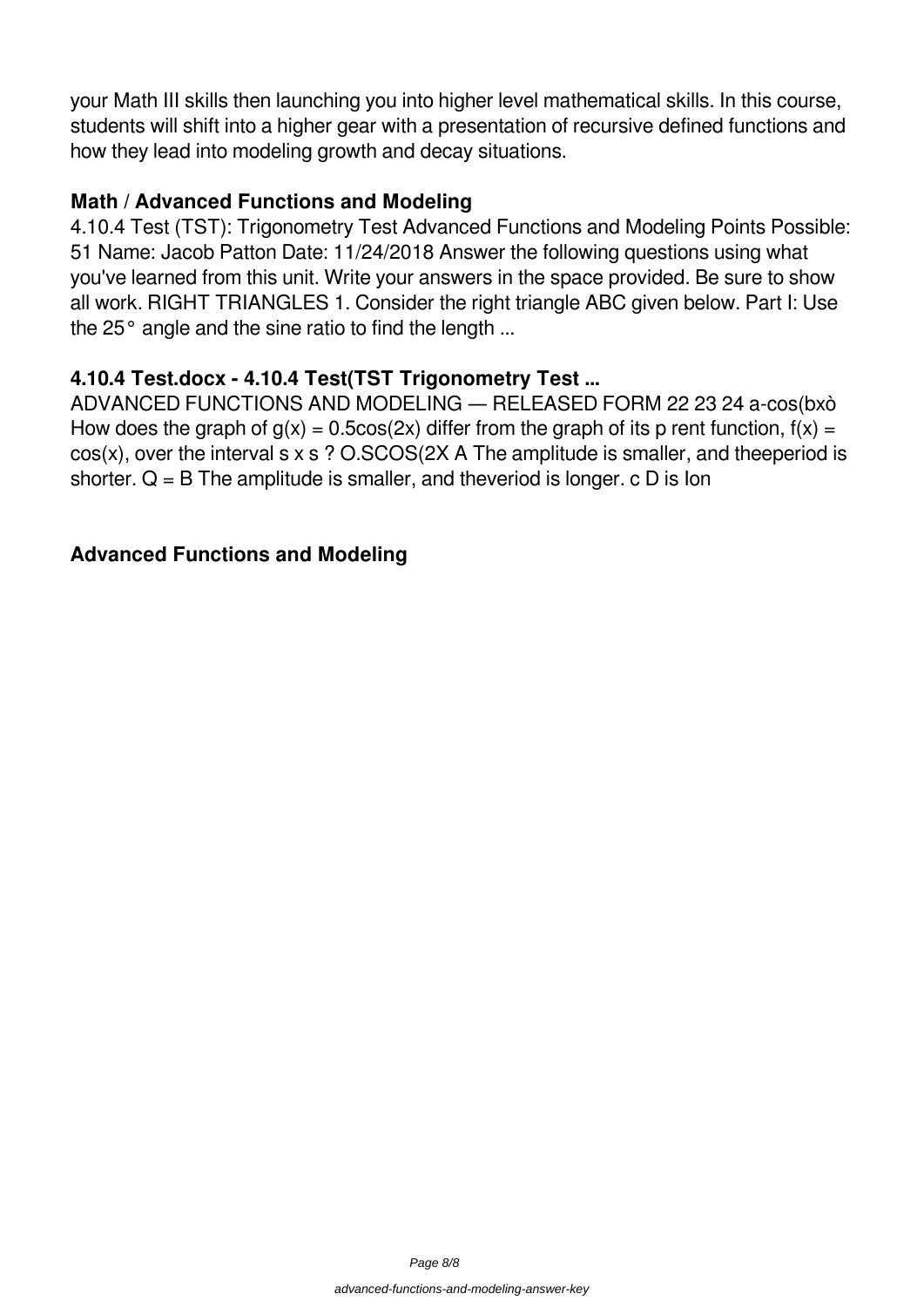your Math III skills then launching you into higher level mathematical skills. In this course, students will shift into a higher gear with a presentation of recursive defined functions and how they lead into modeling growth and decay situations.

### Math / Advanced Functions and Modeling

4.10.4 Test (TST): Trigonometry Test Advanced Functions and Modeling Points Possible: 51 Name: Jacob Patton Date: 11/24/2018 Answer the following questions using what you've learned from this unit. Write your answers in the space provided. Be sure to show all work. RIGHT TRIANGLES 1. Consider the right triangle ABC given below. Part I: Use the 25° angle and the sine ratio to find the length ...

### 4.10.4 Test.docx - 4.10.4 Test(TST Trigonometry Test ...

ADVANCED FUNCTIONS AND MODELING — RELEASED FORM 22 23 24 a-cos(bxò How does the graph of $g(x) = 0.5\cos(2x)$ differ from the graph of its p rent function, $f(x) = \cos(x)$, over the interval s x s ? O.SCOS(2X A The amplitude is smaller, and theeperiod is shorter. Q = B The amplitude is smaller, and theveriod is longer. c D is Ion

### Advanced Functions and Modeling